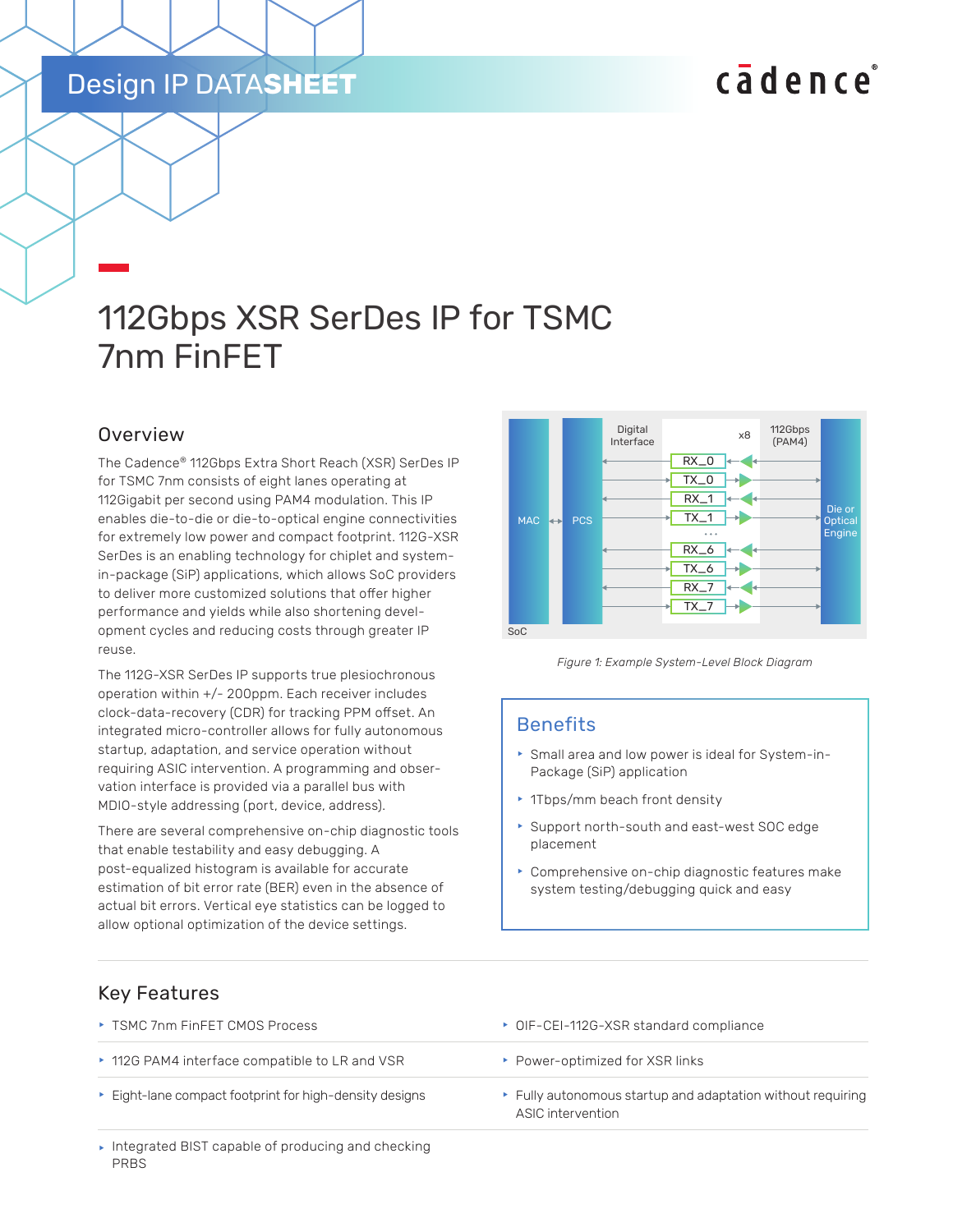Design IP DATA**SHEET**

# 112Gbps XSR SerDes IP for TSMC 7nm FinFET

## Overview

The Cadence® 112Gbps Extra Short Reach (XSR) SerDes IP for TSMC 7nm consists of eight lanes operating at 112Gigabit per second using PAM4 modulation. This IP enables die-to-die or die-to-optical engine connectivities for extremely low power and compact footprint. 112G-XSR SerDes is an enabling technology for chiplet and system-in-package (SiP) applications, which allows SoC providers to deliver more customized solutions that offer higher performance and yields while also shortening development cycles and reducing costs through greater IP reuse.

The 112G-XSR SerDes IP supports true plesiochronous operation within +/- 200ppm. Each receiver includes clock-data-recovery (CDR) for tracking PPM offset. An integrated micro-controller allows for fully autonomous startup, adaptation, and service operation without requiring ASIC intervention. A programming and observation interface is provided via a parallel bus with MDIO-style addressing (port, device, address).

There are several comprehensive on-chip diagnostic tools that enable testability and easy debugging. A post-equalized histogram is available for accurate estimation of bit error rate (BER) even in the absence of actual bit errors. Vertical eye statistics can be logged to allow optional optimization of the device settings.

*Figure 1: Example System-Level Block Diagram*

## Benefits

- Small area and low power is ideal for System-in-Package (SiP) application
- 1Tbps/mm beach front density
- Support north-south and east-west SOC edge placement
- Comprehensive on-chip diagnostic features make system testing/debugging quick and easy

## Key Features

- TSMC 7nm FinFET CMOS Process
- OIF-CEI-112G-XSR standard compliance
- 112G PAM4 interface compatible to LR and VSR
- Power-optimized for XSR links
- Eight-lane compact footprint for high-density designs
- Fully autonomous startup and adaptation without requiring ASIC intervention
- Integrated BIST capable of producing and checking PRBS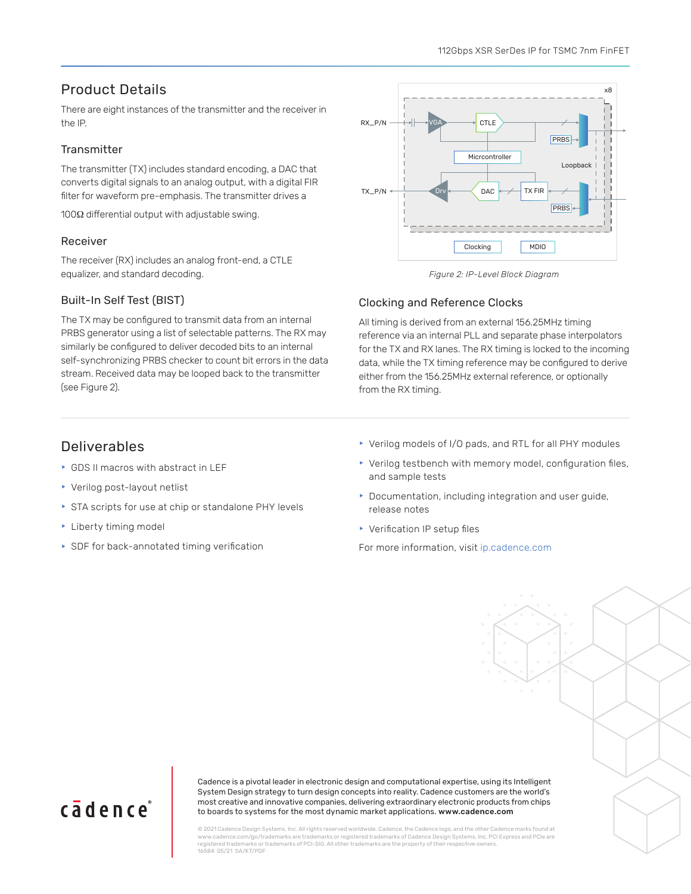## Product Details

There are eight instances of the transmitter and the receiver in the IP.

### Transmitter

The transmitter (TX) includes standard encoding, a DAC that converts digital signals to an analog output, with a digital FIR filter for waveform pre-emphasis. The transmitter drives a 100Ω differential output with adjustable swing.

### Receiver

The receiver (RX) includes an analog front-end, a CTLE equalizer, and standard decoding.

### Built-In Self Test (BIST)

The TX may be configured to transmit data from an internal PRBS generator using a list of selectable patterns. The RX may similarly be configured to deliver decoded bits to an internal self-synchronizing PRBS checker to count bit errors in the data stream. Received data may be looped back to the transmitter (see Figure 2).

x8

RX_P/N

VGA

CTLE

PRBS

Mircrontroller

Loopback

TX_P/N

Drv

DAC

TX FIR

PRBS

Clocking

MDIO

*Figure 2: IP-Level Block Diagram*

### Clocking and Reference Clocks

All timing is derived from an external 156.25MHz timing reference via an internal PLL and separate phase interpolators for the TX and RX lanes. The RX timing is locked to the incoming data, while the TX timing reference may be configured to derive either from the 156.25MHz external reference, or optionally from the RX timing.

## Deliverables

- GDS II macros with abstract in LEF
- Verilog post-layout netlist
- STA scripts for use at chip or standalone PHY levels
- Liberty timing model
- SDF for back-annotated timing verification
- Verilog models of I/O pads, and RTL for all PHY modules
- Verilog testbench with memory model, configuration files, and sample tests
- Documentation, including integration and user guide, release notes
- Verification IP setup files

For more information, visit ip.cadence.com

cādence®

Cadence is a pivotal leader in electronic design and computational expertise, using its Intelligent System Design strategy to turn design concepts into reality. Cadence customers are the world's most creative and innovative companies, delivering extraordinary electronic products from chips to boards to systems for the most dynamic market applications. **www.cadence.com**

© 2021 Cadence Design Systems, Inc. All rights reserved worldwide. Cadence, the Cadence logo, and the other Cadence marks found at www.cadence.com/go/trademarks are trademarks or registered trademarks of Cadence Design Systems, Inc. PCI Express and PCIe are registered trademarks or trademarks of PCI-SIG. All other trademarks are the property of their respective owners.
16584 05/21 SA/KT/PDF